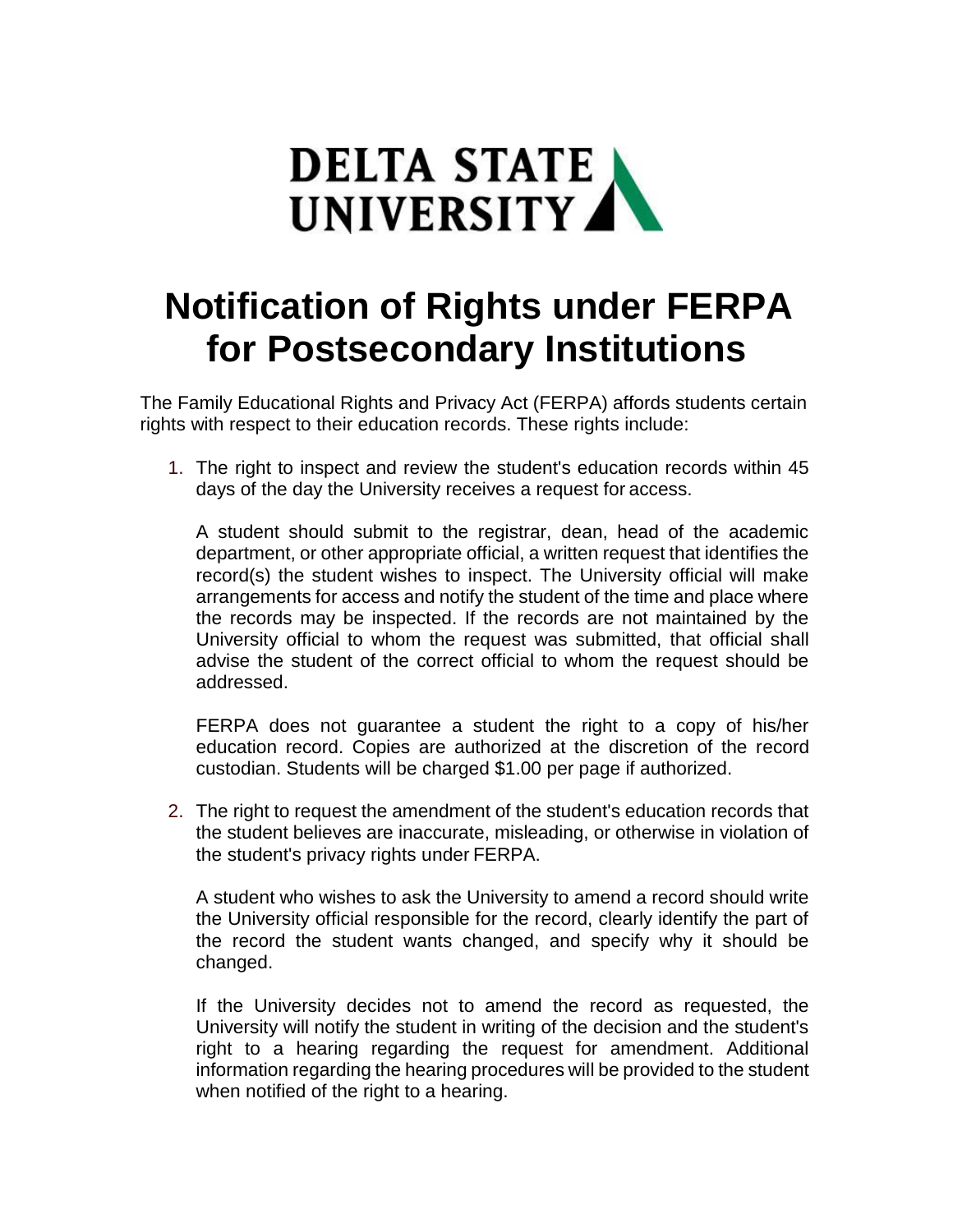DELTA STATE UNIVERSITY

# Notification of Rights under FERPA for Postsecondary Institutions

The Family Educational Rights and Privacy Act (FERPA) affords students certain rights with respect to their education records. These rights include:

1. The right to inspect and review the student's education records within 45 days of the day the University receives a request for access.

   A student should submit to the registrar, dean, head of the academic department, or other appropriate official, a written request that identifies the record(s) the student wishes to inspect. The University official will make arrangements for access and notify the student of the time and place where the records may be inspected. If the records are not maintained by the University official to whom the request was submitted, that official shall advise the student of the correct official to whom the request should be addressed.

   FERPA does not guarantee a student the right to a copy of his/her education record. Copies are authorized at the discretion of the record custodian. Students will be charged $1.00 per page if authorized.

2. The right to request the amendment of the student's education records that the student believes are inaccurate, misleading, or otherwise in violation of the student's privacy rights under FERPA.

   A student who wishes to ask the University to amend a record should write the University official responsible for the record, clearly identify the part of the record the student wants changed, and specify why it should be changed.

   If the University decides not to amend the record as requested, the University will notify the student in writing of the decision and the student's right to a hearing regarding the request for amendment. Additional information regarding the hearing procedures will be provided to the student when notified of the right to a hearing.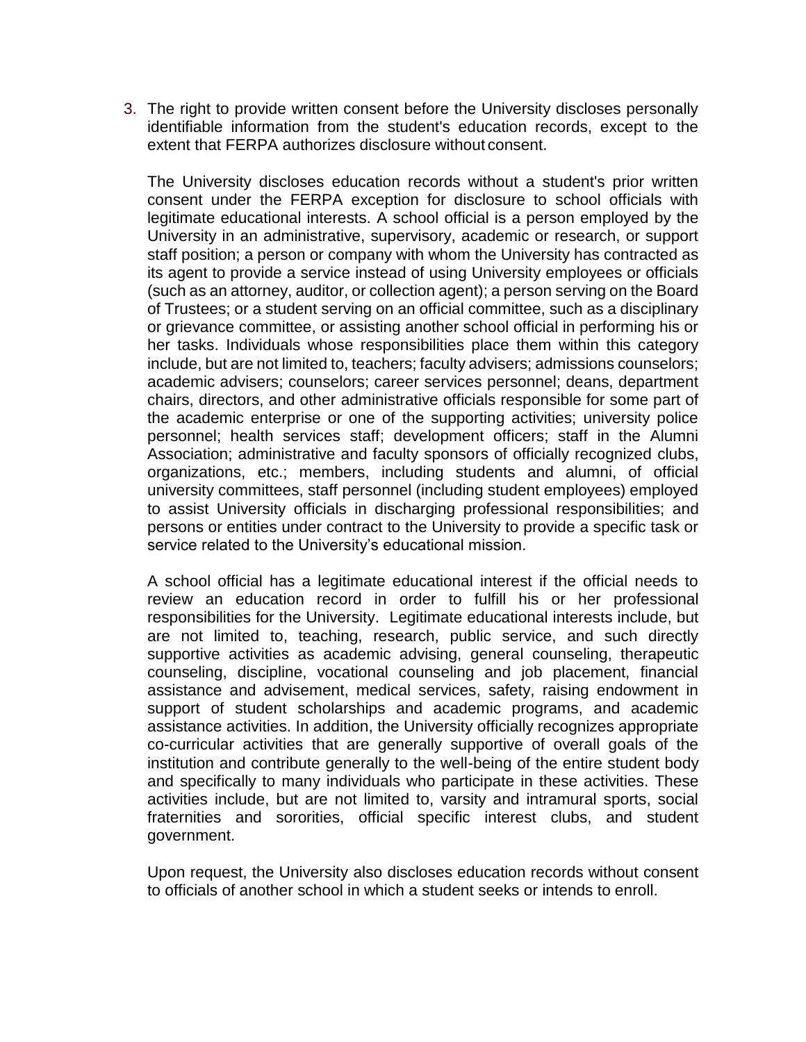3. The right to provide written consent before the University discloses personally identifiable information from the student's education records, except to the extent that FERPA authorizes disclosure without consent.

   The University discloses education records without a student's prior written consent under the FERPA exception for disclosure to school officials with legitimate educational interests. A school official is a person employed by the University in an administrative, supervisory, academic or research, or support staff position; a person or company with whom the University has contracted as its agent to provide a service instead of using University employees or officials (such as an attorney, auditor, or collection agent); a person serving on the Board of Trustees; or a student serving on an official committee, such as a disciplinary or grievance committee, or assisting another school official in performing his or her tasks. Individuals whose responsibilities place them within this category include, but are not limited to, teachers; faculty advisers; admissions counselors; academic advisers; counselors; career services personnel; deans, department chairs, directors, and other administrative officials responsible for some part of the academic enterprise or one of the supporting activities; university police personnel; health services staff; development officers; staff in the Alumni Association; administrative and faculty sponsors of officially recognized clubs, organizations, etc.; members, including students and alumni, of official university committees, staff personnel (including student employees) employed to assist University officials in discharging professional responsibilities; and persons or entities under contract to the University to provide a specific task or service related to the University's educational mission.

   A school official has a legitimate educational interest if the official needs to review an education record in order to fulfill his or her professional responsibilities for the University. Legitimate educational interests include, but are not limited to, teaching, research, public service, and such directly supportive activities as academic advising, general counseling, therapeutic counseling, discipline, vocational counseling and job placement, financial assistance and advisement, medical services, safety, raising endowment in support of student scholarships and academic programs, and academic assistance activities. In addition, the University officially recognizes appropriate co-curricular activities that are generally supportive of overall goals of the institution and contribute generally to the well-being of the entire student body and specifically to many individuals who participate in these activities. These activities include, but are not limited to, varsity and intramural sports, social fraternities and sororities, official specific interest clubs, and student government.

   Upon request, the University also discloses education records without consent to officials of another school in which a student seeks or intends to enroll.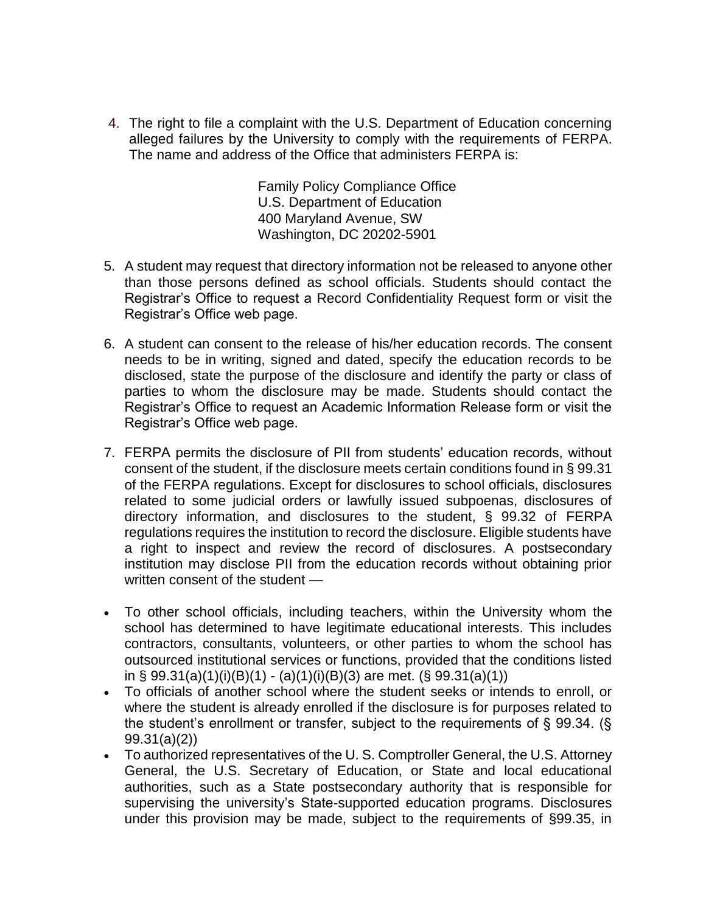4. The right to file a complaint with the U.S. Department of Education concerning alleged failures by the University to comply with the requirements of FERPA. The name and address of the Office that administers FERPA is:

   Family Policy Compliance Office
   U.S. Department of Education
   400 Maryland Avenue, SW
   Washington, DC 20202-5901

5. A student may request that directory information not be released to anyone other than those persons defined as school officials. Students should contact the Registrar's Office to request a Record Confidentiality Request form or visit the Registrar's Office web page.

6. A student can consent to the release of his/her education records. The consent needs to be in writing, signed and dated, specify the education records to be disclosed, state the purpose of the disclosure and identify the party or class of parties to whom the disclosure may be made. Students should contact the Registrar's Office to request an Academic Information Release form or visit the Registrar's Office web page.

7. FERPA permits the disclosure of PII from students' education records, without consent of the student, if the disclosure meets certain conditions found in § 99.31 of the FERPA regulations. Except for disclosures to school officials, disclosures related to some judicial orders or lawfully issued subpoenas, disclosures of directory information, and disclosures to the student, § 99.32 of FERPA regulations requires the institution to record the disclosure. Eligible students have a right to inspect and review the record of disclosures. A postsecondary institution may disclose PII from the education records without obtaining prior written consent of the student —

- To other school officials, including teachers, within the University whom the school has determined to have legitimate educational interests. This includes contractors, consultants, volunteers, or other parties to whom the school has outsourced institutional services or functions, provided that the conditions listed in § 99.31(a)(1)(i)(B)(1) - (a)(1)(i)(B)(3) are met. (§ 99.31(a)(1))
- To officials of another school where the student seeks or intends to enroll, or where the student is already enrolled if the disclosure is for purposes related to the student's enrollment or transfer, subject to the requirements of § 99.34. (§ 99.31(a)(2))
- To authorized representatives of the U. S. Comptroller General, the U.S. Attorney General, the U.S. Secretary of Education, or State and local educational authorities, such as a State postsecondary authority that is responsible for supervising the university's State-supported education programs. Disclosures under this provision may be made, subject to the requirements of §99.35, in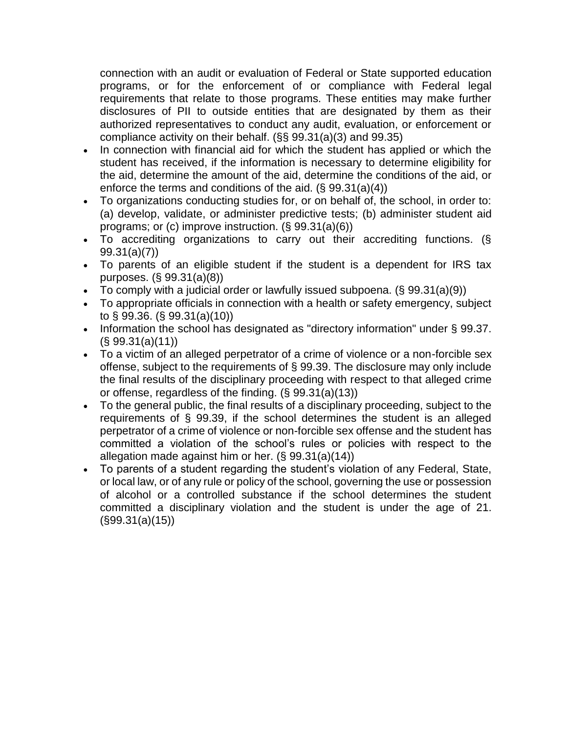connection with an audit or evaluation of Federal or State supported education programs, or for the enforcement of or compliance with Federal legal requirements that relate to those programs. These entities may make further disclosures of PII to outside entities that are designated by them as their authorized representatives to conduct any audit, evaluation, or enforcement or compliance activity on their behalf. (§§ 99.31(a)(3) and 99.35)

- In connection with financial aid for which the student has applied or which the student has received, if the information is necessary to determine eligibility for the aid, determine the amount of the aid, determine the conditions of the aid, or enforce the terms and conditions of the aid. (§ 99.31(a)(4))
- To organizations conducting studies for, or on behalf of, the school, in order to: (a) develop, validate, or administer predictive tests; (b) administer student aid programs; or (c) improve instruction. (§ 99.31(a)(6))
- To accrediting organizations to carry out their accrediting functions. (§ 99.31(a)(7))
- To parents of an eligible student if the student is a dependent for IRS tax purposes. (§ 99.31(a)(8))
- To comply with a judicial order or lawfully issued subpoena. (§ 99.31(a)(9))
- To appropriate officials in connection with a health or safety emergency, subject to § 99.36. (§ 99.31(a)(10))
- Information the school has designated as "directory information" under § 99.37. (§ 99.31(a)(11))
- To a victim of an alleged perpetrator of a crime of violence or a non-forcible sex offense, subject to the requirements of § 99.39. The disclosure may only include the final results of the disciplinary proceeding with respect to that alleged crime or offense, regardless of the finding. (§ 99.31(a)(13))
- To the general public, the final results of a disciplinary proceeding, subject to the requirements of § 99.39, if the school determines the student is an alleged perpetrator of a crime of violence or non-forcible sex offense and the student has committed a violation of the school's rules or policies with respect to the allegation made against him or her. (§ 99.31(a)(14))
- To parents of a student regarding the student's violation of any Federal, State, or local law, or of any rule or policy of the school, governing the use or possession of alcohol or a controlled substance if the school determines the student committed a disciplinary violation and the student is under the age of 21. (§99.31(a)(15))